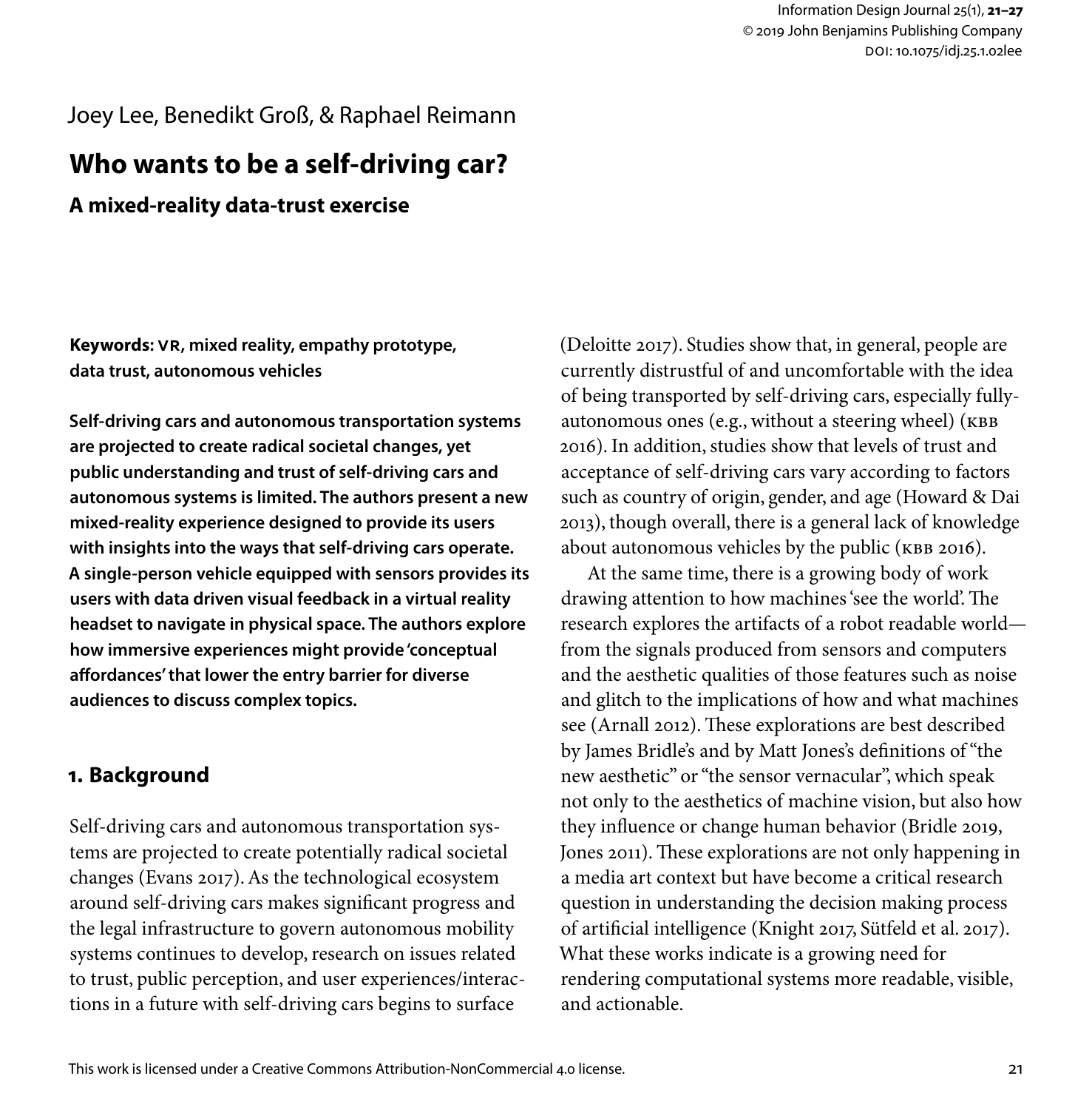Joey Lee, Benedikt Groß, & Raphael Reimann

# Who wants to be a self-driving car?

## A mixed-reality data-trust exercise

**Keywords: VR, mixed reality, empathy prototype, data trust, autonomous vehicles**

**Self-driving cars and autonomous transportation systems are projected to create radical societal changes, yet public understanding and trust of self-driving cars and autonomous systems is limited. The authors present a new mixed-reality experience designed to provide its users with insights into the ways that self-driving cars operate. A single-person vehicle equipped with sensors provides its users with data driven visual feedback in a virtual reality headset to navigate in physical space. The authors explore how immersive experiences might provide 'conceptual affordances' that lower the entry barrier for diverse audiences to discuss complex topics.**

## 1. Background

Self-driving cars and autonomous transportation systems are projected to create potentially radical societal changes (Evans 2017). As the technological ecosystem around self-driving cars makes significant progress and the legal infrastructure to govern autonomous mobility systems continues to develop, research on issues related to trust, public perception, and user experiences/interactions in a future with self-driving cars begins to surface (Deloitte 2017). Studies show that, in general, people are currently distrustful of and uncomfortable with the idea of being transported by self-driving cars, especially fully-autonomous ones (e.g., without a steering wheel) (KBB 2016). In addition, studies show that levels of trust and acceptance of self-driving cars vary according to factors such as country of origin, gender, and age (Howard & Dai 2013), though overall, there is a general lack of knowledge about autonomous vehicles by the public (KBB 2016).

At the same time, there is a growing body of work drawing attention to how machines 'see the world'. The research explores the artifacts of a robot readable world—from the signals produced from sensors and computers and the aesthetic qualities of those features such as noise and glitch to the implications of how and what machines see (Arnall 2012). These explorations are best described by James Bridle's and by Matt Jones's definitions of "the new aesthetic" or "the sensor vernacular", which speak not only to the aesthetics of machine vision, but also how they influence or change human behavior (Bridle 2019, Jones 2011). These explorations are not only happening in a media art context but have become a critical research question in understanding the decision making process of artificial intelligence (Knight 2017, Sütfeld et al. 2017). What these works indicate is a growing need for rendering computational systems more readable, visible, and actionable.

This work is licensed under a Creative Commons Attribution-NonCommercial 4.0 license.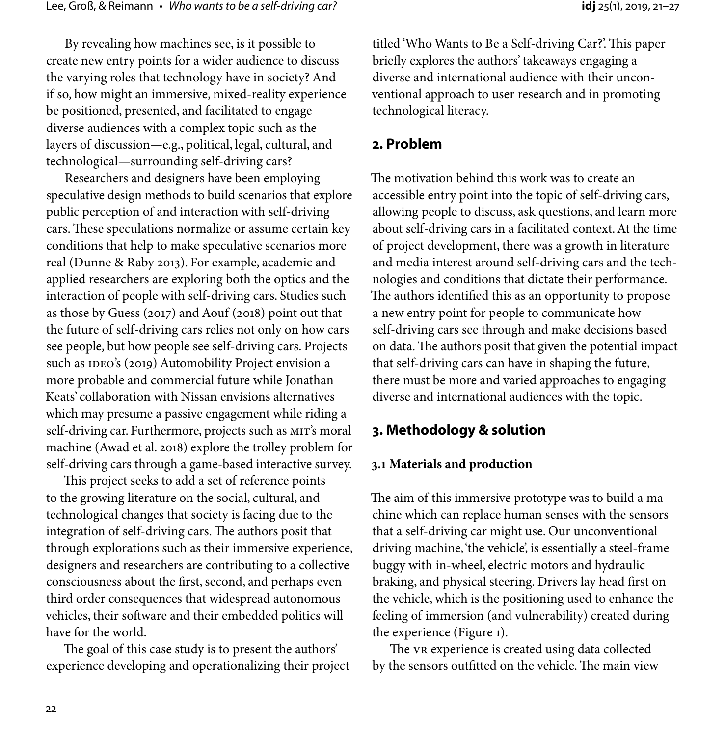By revealing how machines see, is it possible to create new entry points for a wider audience to discuss the varying roles that technology have in society? And if so, how might an immersive, mixed-reality experience be positioned, presented, and facilitated to engage diverse audiences with a complex topic such as the layers of discussion—e.g., political, legal, cultural, and technological—surrounding self-driving cars?

Researchers and designers have been employing speculative design methods to build scenarios that explore public perception of and interaction with self-driving cars. These speculations normalize or assume certain key conditions that help to make speculative scenarios more real (Dunne & Raby 2013). For example, academic and applied researchers are exploring both the optics and the interaction of people with self-driving cars. Studies such as those by Guess (2017) and Aouf (2018) point out that the future of self-driving cars relies not only on how cars see people, but how people see self-driving cars. Projects such as IDEO's (2019) Automobility Project envision a more probable and commercial future while Jonathan Keats' collaboration with Nissan envisions alternatives which may presume a passive engagement while riding a self-driving car. Furthermore, projects such as MIT's moral machine (Awad et al. 2018) explore the trolley problem for self-driving cars through a game-based interactive survey.

This project seeks to add a set of reference points to the growing literature on the social, cultural, and technological changes that society is facing due to the integration of self-driving cars. The authors posit that through explorations such as their immersive experience, designers and researchers are contributing to a collective consciousness about the first, second, and perhaps even third order consequences that widespread autonomous vehicles, their software and their embedded politics will have for the world.

The goal of this case study is to present the authors' experience developing and operationalizing their project titled 'Who Wants to Be a Self-driving Car?'. This paper briefly explores the authors' takeaways engaging a diverse and international audience with their unconventional approach to user research and in promoting technological literacy.

## 2. Problem

The motivation behind this work was to create an accessible entry point into the topic of self-driving cars, allowing people to discuss, ask questions, and learn more about self-driving cars in a facilitated context. At the time of project development, there was a growth in literature and media interest around self-driving cars and the technologies and conditions that dictate their performance. The authors identified this as an opportunity to propose a new entry point for people to communicate how self-driving cars see through and make decisions based on data. The authors posit that given the potential impact that self-driving cars can have in shaping the future, there must be more and varied approaches to engaging diverse and international audiences with the topic.

## 3. Methodology & solution

### 3.1 Materials and production

The aim of this immersive prototype was to build a machine which can replace human senses with the sensors that a self-driving car might use. Our unconventional driving machine, 'the vehicle', is essentially a steel-frame buggy with in-wheel, electric motors and hydraulic braking, and physical steering. Drivers lay head first on the vehicle, which is the positioning used to enhance the feeling of immersion (and vulnerability) created during the experience (Figure 1).

The VR experience is created using data collected by the sensors outfitted on the vehicle. The main view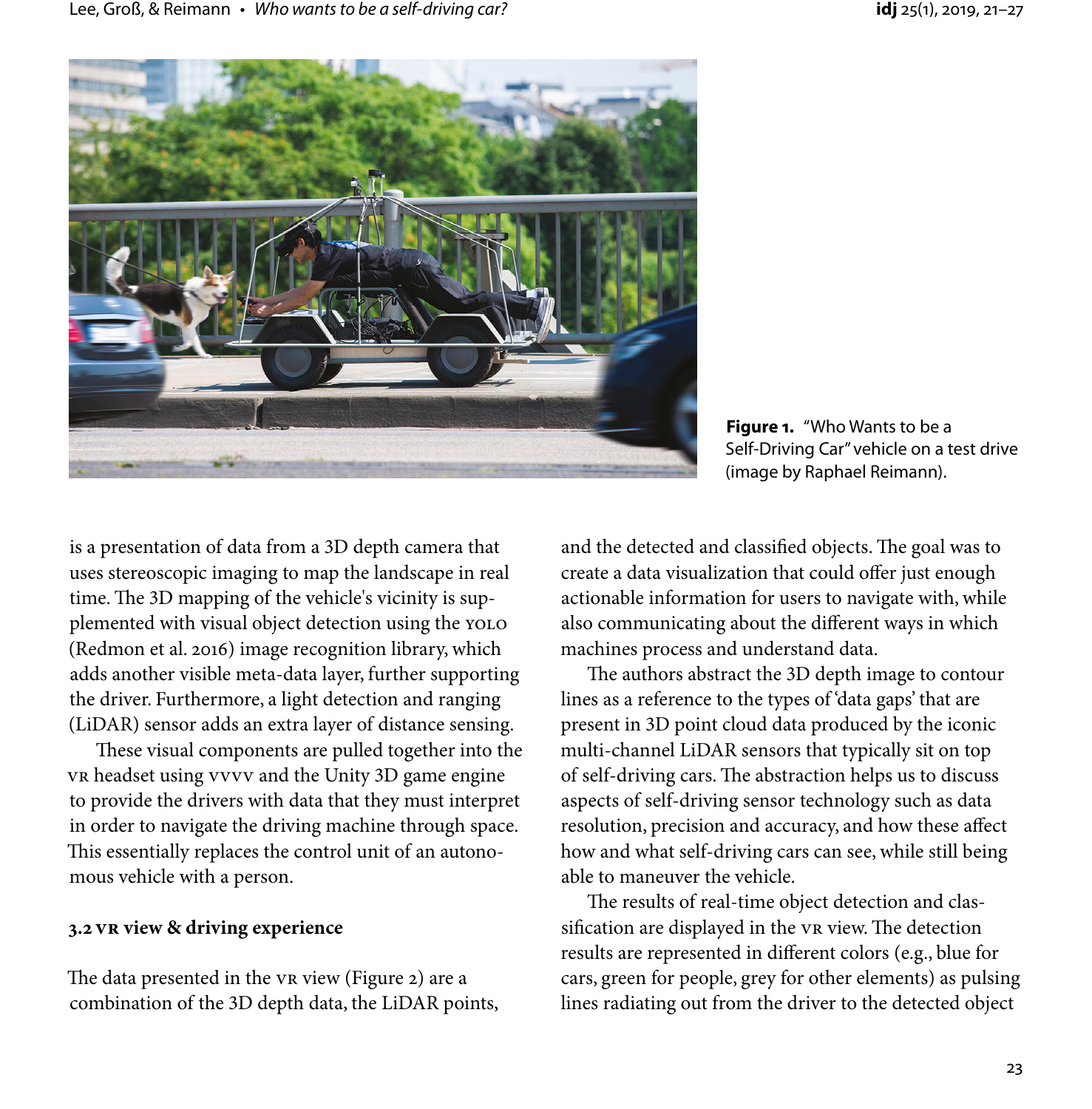**Figure 1.** "Who Wants to be a Self-Driving Car" vehicle on a test drive (image by Raphael Reimann).

is a presentation of data from a 3D depth camera that uses stereoscopic imaging to map the landscape in real time. The 3D mapping of the vehicle's vicinity is supplemented with visual object detection using the YOLO (Redmon et al. 2016) image recognition library, which adds another visible meta-data layer, further supporting the driver. Furthermore, a light detection and ranging (LiDAR) sensor adds an extra layer of distance sensing.

These visual components are pulled together into the VR headset using VVVV and the Unity 3D game engine to provide the drivers with data that they must interpret in order to navigate the driving machine through space. This essentially replaces the control unit of an autonomous vehicle with a person.

### 3.2 VR view & driving experience

The data presented in the VR view (Figure 2) are a combination of the 3D depth data, the LiDAR points, and the detected and classified objects. The goal was to create a data visualization that could offer just enough actionable information for users to navigate with, while also communicating about the different ways in which machines process and understand data.

The authors abstract the 3D depth image to contour lines as a reference to the types of 'data gaps' that are present in 3D point cloud data produced by the iconic multi-channel LiDAR sensors that typically sit on top of self-driving cars. The abstraction helps us to discuss aspects of self-driving sensor technology such as data resolution, precision and accuracy, and how these affect how and what self-driving cars can see, while still being able to maneuver the vehicle.

The results of real-time object detection and classification are displayed in the VR view. The detection results are represented in different colors (e.g., blue for cars, green for people, grey for other elements) as pulsing lines radiating out from the driver to the detected object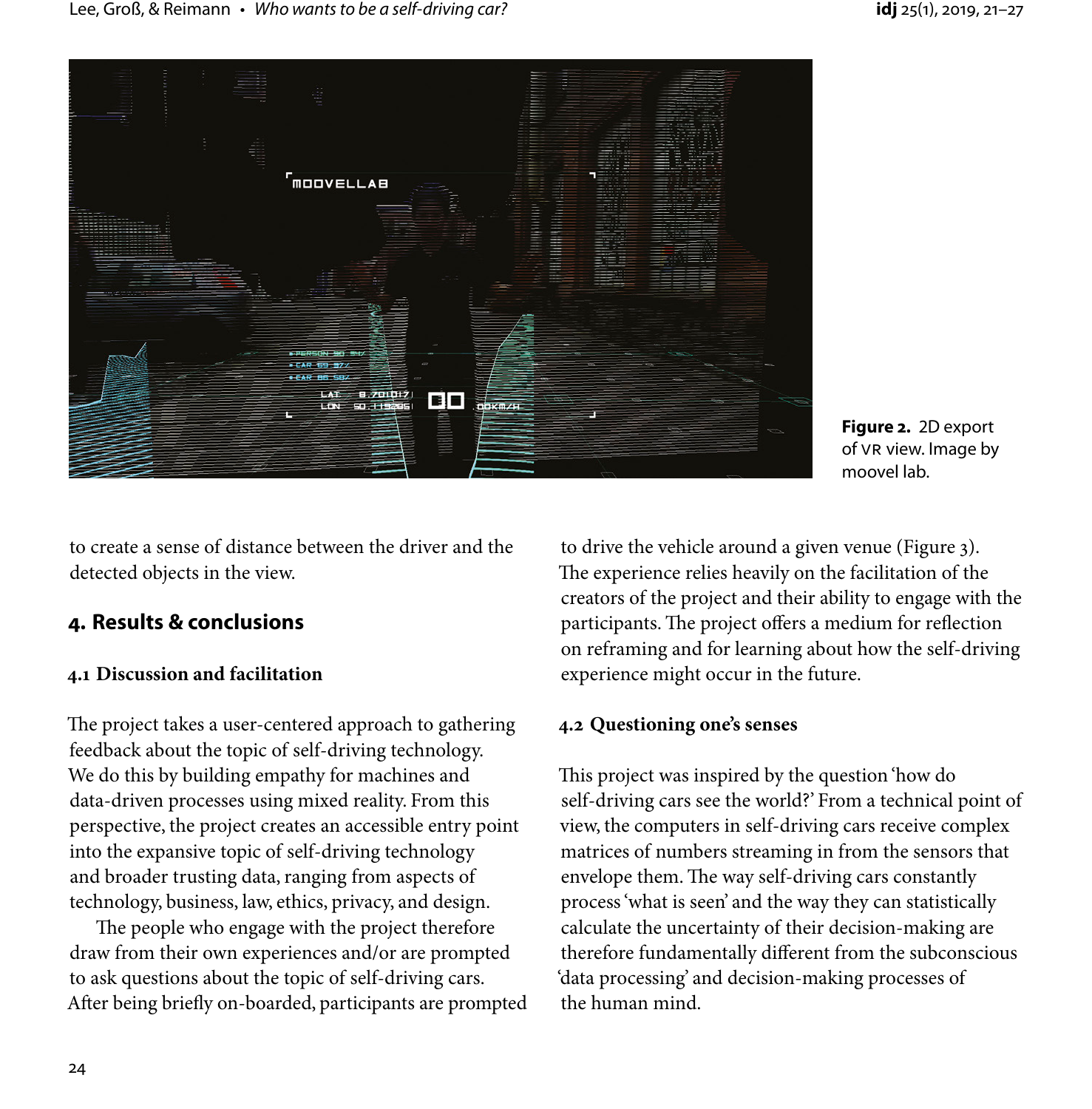**Figure 2.** 2D export of VR view. Image by moovel lab.

to create a sense of distance between the driver and the detected objects in the view.

## 4. Results & conclusions

### 4.1 Discussion and facilitation

The project takes a user-centered approach to gathering feedback about the topic of self-driving technology. We do this by building empathy for machines and data-driven processes using mixed reality. From this perspective, the project creates an accessible entry point into the expansive topic of self-driving technology and broader trusting data, ranging from aspects of technology, business, law, ethics, privacy, and design.

The people who engage with the project therefore draw from their own experiences and/or are prompted to ask questions about the topic of self-driving cars. After being briefly on-boarded, participants are prompted to drive the vehicle around a given venue (Figure 3). The experience relies heavily on the facilitation of the creators of the project and their ability to engage with the participants. The project offers a medium for reflection on reframing and for learning about how the self-driving experience might occur in the future.

### 4.2 Questioning one's senses

This project was inspired by the question 'how do self-driving cars see the world?' From a technical point of view, the computers in self-driving cars receive complex matrices of numbers streaming in from the sensors that envelope them. The way self-driving cars constantly process 'what is seen' and the way they can statistically calculate the uncertainty of their decision-making are therefore fundamentally different from the subconscious 'data processing' and decision-making processes of the human mind.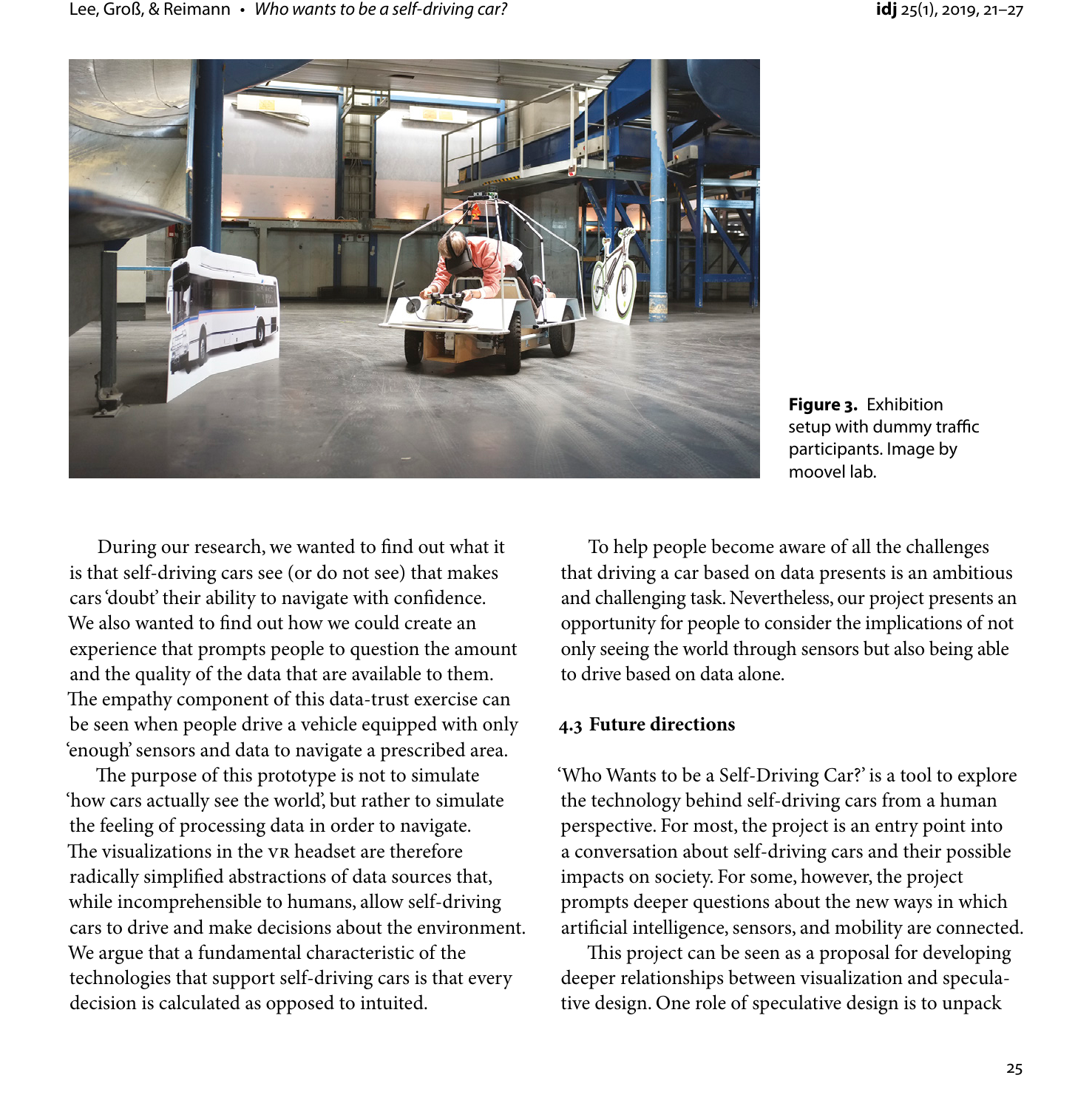Figure 3. Exhibition setup with dummy traffic participants. Image by moovel lab.

During our research, we wanted to find out what it is that self-driving cars see (or do not see) that makes cars 'doubt' their ability to navigate with confidence. We also wanted to find out how we could create an experience that prompts people to question the amount and the quality of the data that are available to them. The empathy component of this data-trust exercise can be seen when people drive a vehicle equipped with only 'enough' sensors and data to navigate a prescribed area.

The purpose of this prototype is not to simulate 'how cars actually see the world', but rather to simulate the feeling of processing data in order to navigate. The visualizations in the VR headset are therefore radically simplified abstractions of data sources that, while incomprehensible to humans, allow self-driving cars to drive and make decisions about the environment. We argue that a fundamental characteristic of the technologies that support self-driving cars is that every decision is calculated as opposed to intuited.

To help people become aware of all the challenges that driving a car based on data presents is an ambitious and challenging task. Nevertheless, our project presents an opportunity for people to consider the implications of not only seeing the world through sensors but also being able to drive based on data alone.

### 4.3 Future directions

'Who Wants to be a Self-Driving Car?' is a tool to explore the technology behind self-driving cars from a human perspective. For most, the project is an entry point into a conversation about self-driving cars and their possible impacts on society. For some, however, the project prompts deeper questions about the new ways in which artificial intelligence, sensors, and mobility are connected.

This project can be seen as a proposal for developing deeper relationships between visualization and speculative design. One role of speculative design is to unpack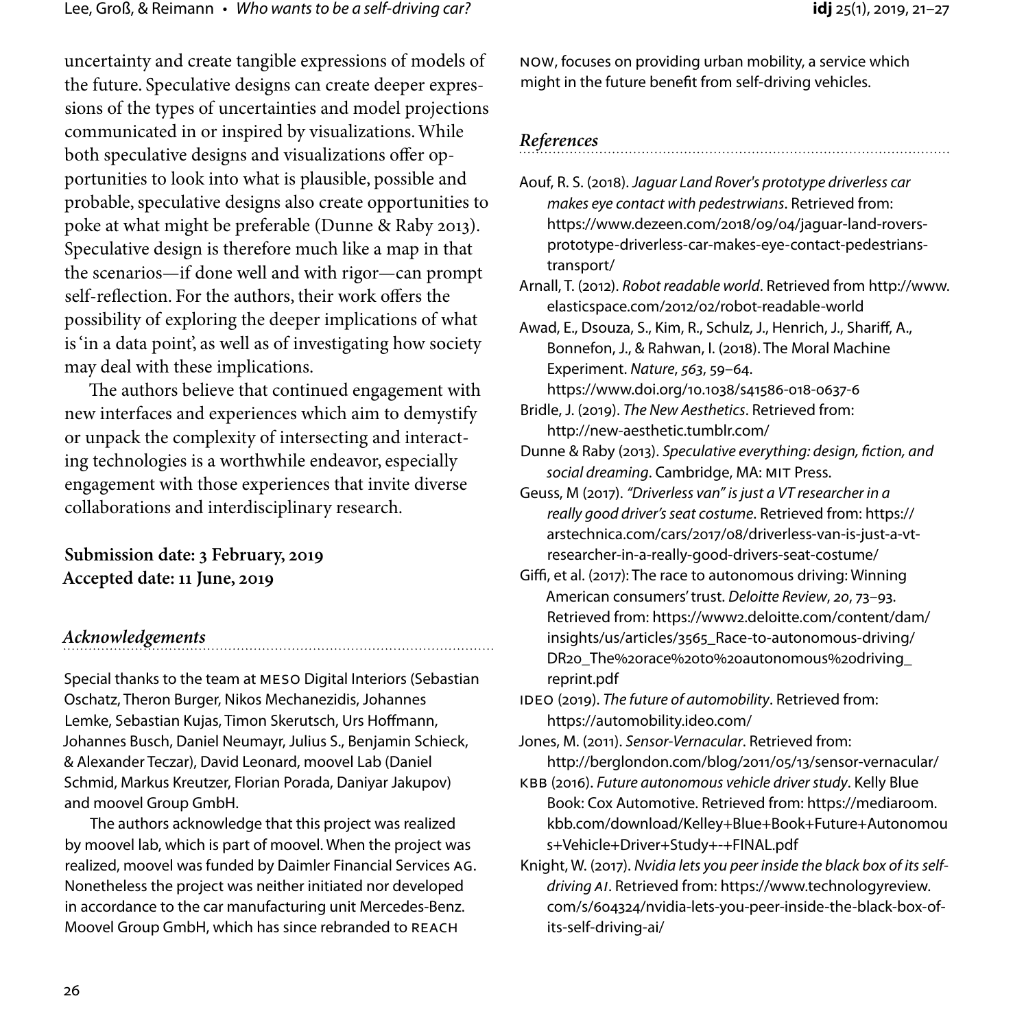uncertainty and create tangible expressions of models of the future. Speculative designs can create deeper expressions of the types of uncertainties and model projections communicated in or inspired by visualizations. While both speculative designs and visualizations offer opportunities to look into what is plausible, possible and probable, speculative designs also create opportunities to poke at what might be preferable (Dunne & Raby 2013). Speculative design is therefore much like a map in that the scenarios—if done well and with rigor—can prompt self-reflection. For the authors, their work offers the possibility of exploring the deeper implications of what is 'in a data point', as well as of investigating how society may deal with these implications.

The authors believe that continued engagement with new interfaces and experiences which aim to demystify or unpack the complexity of intersecting and interacting technologies is a worthwhile endeavor, especially engagement with those experiences that invite diverse collaborations and interdisciplinary research.

**Submission date: 3 February, 2019**
**Accepted date: 11 June, 2019**

## *Acknowledgements*

Special thanks to the team at MESO Digital Interiors (Sebastian Oschatz, Theron Burger, Nikos Mechanezidis, Johannes Lemke, Sebastian Kujas, Timon Skerutsch, Urs Hoffmann, Johannes Busch, Daniel Neumayr, Julius S., Benjamin Schieck, & Alexander Teczar), David Leonard, moovel Lab (Daniel Schmid, Markus Kreutzer, Florian Porada, Daniyar Jakupov) and moovel Group GmbH.

The authors acknowledge that this project was realized by moovel lab, which is part of moovel. When the project was realized, moovel was funded by Daimler Financial Services AG. Nonetheless the project was neither initiated nor developed in accordance to the car manufacturing unit Mercedes-Benz. Moovel Group GmbH, which has since rebranded to REACH NOW, focuses on providing urban mobility, a service which might in the future benefit from self-driving vehicles.

## *References*

Aouf, R. S. (2018). *Jaguar Land Rover's prototype driverless car makes eye contact with pedestrwians*. Retrieved from: https://www.dezeen.com/2018/09/04/jaguar-land-rovers-prototype-driverless-car-makes-eye-contact-pedestrians-transport/

Arnall, T. (2012). *Robot readable world*. Retrieved from http://www.elasticspace.com/2012/02/robot-readable-world

Awad, E., Dsouza, S., Kim, R., Schulz, J., Henrich, J., Shariff, A., Bonnefon, J., & Rahwan, I. (2018). The Moral Machine Experiment. *Nature*, *563*, 59–64. https://www.doi.org/10.1038/s41586-018-0637-6

Bridle, J. (2019). *The New Aesthetics*. Retrieved from: http://new-aesthetic.tumblr.com/

Dunne & Raby (2013). *Speculative everything: design, fiction, and social dreaming*. Cambridge, MA: MIT Press.

Geuss, M (2017). *"Driverless van" is just a VT researcher in a really good driver's seat costume*. Retrieved from: https://arstechnica.com/cars/2017/08/driverless-van-is-just-a-vt-researcher-in-a-really-good-drivers-seat-costume/

Giffi, et al. (2017): The race to autonomous driving: Winning American consumers' trust. *Deloitte Review*, *20*, 73–93. Retrieved from: https://www2.deloitte.com/content/dam/insights/us/articles/3565_Race-to-autonomous-driving/DR20_The%20race%20to%20autonomous%20driving_reprint.pdf

IDEO (2019). *The future of automobility*. Retrieved from: https://automobility.ideo.com/

Jones, M. (2011). *Sensor-Vernacular*. Retrieved from: http://berglondon.com/blog/2011/05/13/sensor-vernacular/

KBB (2016). *Future autonomous vehicle driver study*. Kelly Blue Book: Cox Automotive. Retrieved from: https://mediaroom.kbb.com/download/Kelley+Blue+Book+Future+Autonomous+Vehicle+Driver+Study+-+FINAL.pdf

Knight, W. (2017). *Nvidia lets you peer inside the black box of its self-driving AI*. Retrieved from: https://www.technologyreview.com/s/604324/nvidia-lets-you-peer-inside-the-black-box-of-its-self-driving-ai/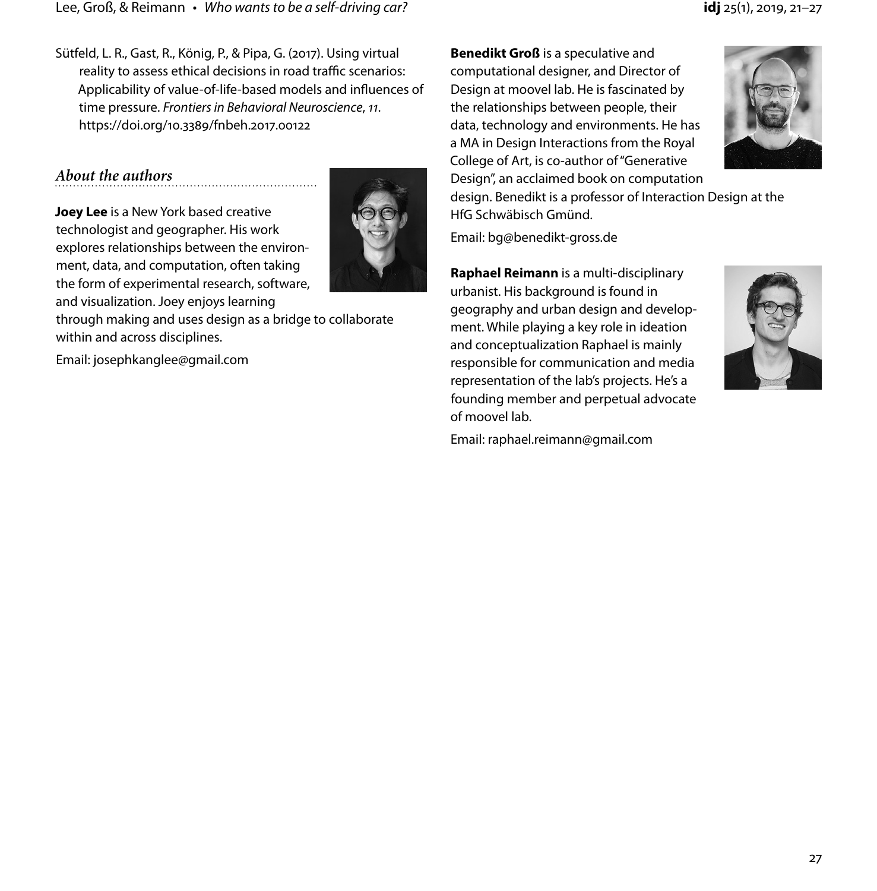Sütfeld, L. R., Gast, R., König, P., & Pipa, G. (2017). Using virtual reality to assess ethical decisions in road traffic scenarios: Applicability of value-of-life-based models and influences of time pressure. *Frontiers in Behavioral Neuroscience*, *11*. https://doi.org/10.3389/fnbeh.2017.00122

## *About the authors*

**Joey Lee** is a New York based creative technologist and geographer. His work explores relationships between the environment, data, and computation, often taking the form of experimental research, software, and visualization. Joey enjoys learning through making and uses design as a bridge to collaborate within and across disciplines.

Email: josephkanglee@gmail.com

**Benedikt Groß** is a speculative and computational designer, and Director of Design at moovel lab. He is fascinated by the relationships between people, their data, technology and environments. He has a MA in Design Interactions from the Royal College of Art, is co-author of "Generative Design", an acclaimed book on computation design. Benedikt is a professor of Interaction Design at the HfG Schwäbisch Gmünd.

Email: bg@benedikt-gross.de

**Raphael Reimann** is a multi-disciplinary urbanist. His background is found in geography and urban design and development. While playing a key role in ideation and conceptualization Raphael is mainly responsible for communication and media representation of the lab's projects. He's a founding member and perpetual advocate of moovel lab.

Email: raphael.reimann@gmail.com